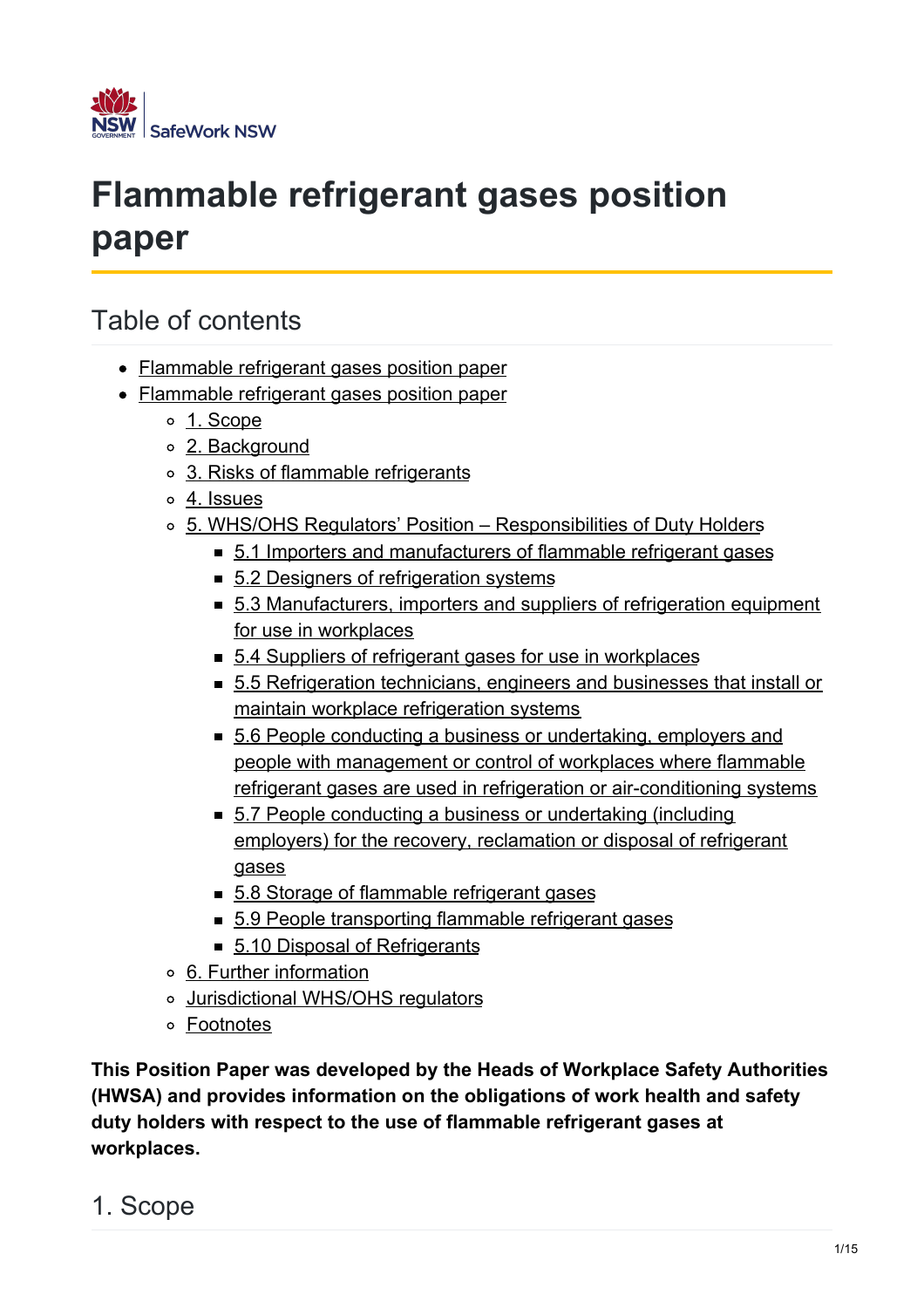SafeWork NSW

# Flammable refrigerant gases position paper

## Table of contents

- Flammable refrigerant gases position paper
- Flammable refrigerant gases position paper
  - 1. Scope
  - 2. Background
  - 3. Risks of flammable refrigerants
  - 4. Issues
  - 5. WHS/OHS Regulators' Position – Responsibilities of Duty Holders
    - 5.1 Importers and manufacturers of flammable refrigerant gases
    - 5.2 Designers of refrigeration systems
    - 5.3 Manufacturers, importers and suppliers of refrigeration equipment for use in workplaces
    - 5.4 Suppliers of refrigerant gases for use in workplaces
    - 5.5 Refrigeration technicians, engineers and businesses that install or maintain workplace refrigeration systems
    - 5.6 People conducting a business or undertaking, employers and people with management or control of workplaces where flammable refrigerant gases are used in refrigeration or air-conditioning systems
    - 5.7 People conducting a business or undertaking (including employers) for the recovery, reclamation or disposal of refrigerant gases
    - 5.8 Storage of flammable refrigerant gases
    - 5.9 People transporting flammable refrigerant gases
    - 5.10 Disposal of Refrigerants
  - 6. Further information
  - Jurisdictional WHS/OHS regulators
  - Footnotes

**This Position Paper was developed by the Heads of Workplace Safety Authorities (HWSA) and provides information on the obligations of work health and safety duty holders with respect to the use of flammable refrigerant gases at workplaces.**

## 1. Scope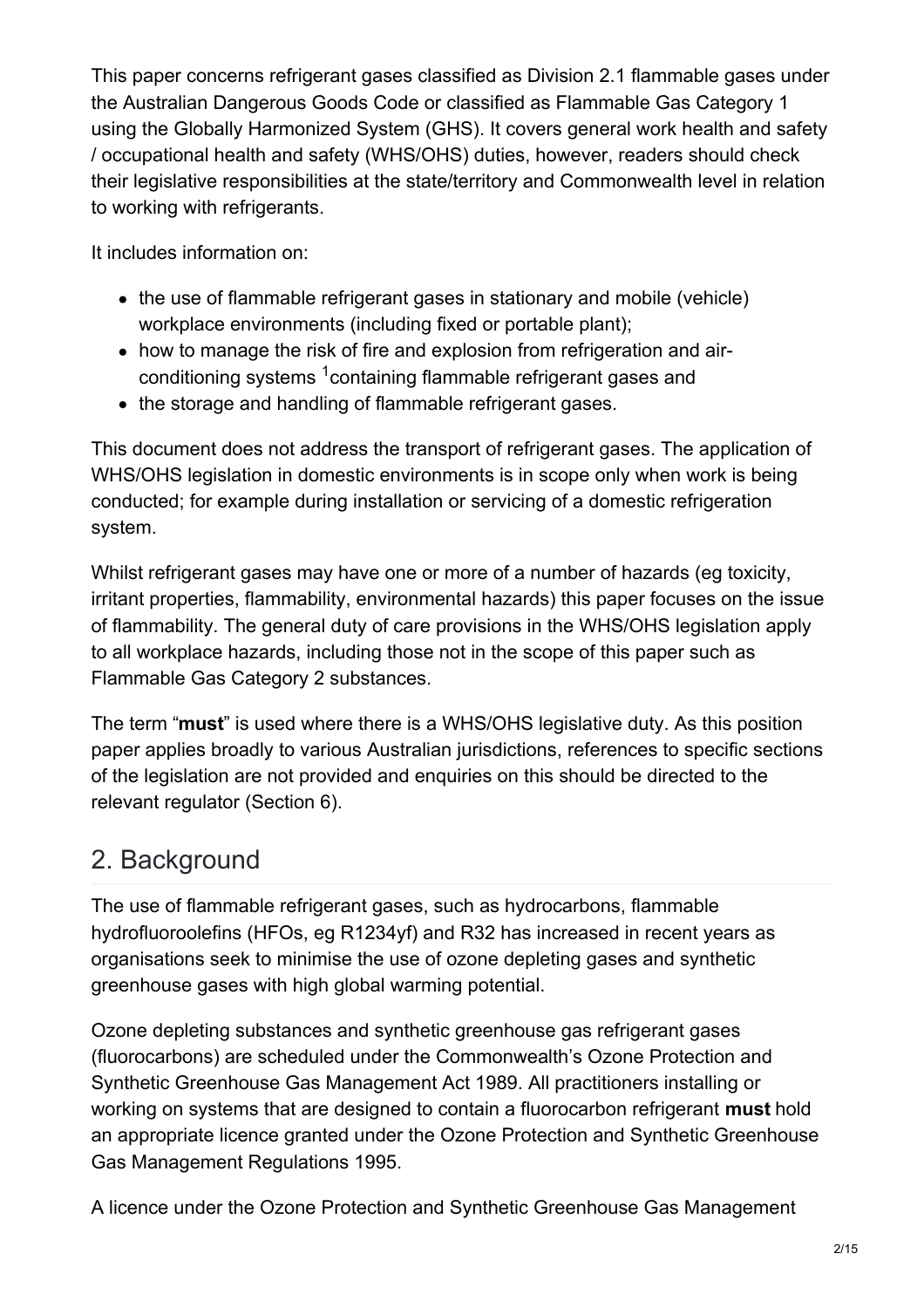This paper concerns refrigerant gases classified as Division 2.1 flammable gases under the Australian Dangerous Goods Code or classified as Flammable Gas Category 1 using the Globally Harmonized System (GHS). It covers general work health and safety / occupational health and safety (WHS/OHS) duties, however, readers should check their legislative responsibilities at the state/territory and Commonwealth level in relation to working with refrigerants.

It includes information on:

- the use of flammable refrigerant gases in stationary and mobile (vehicle) workplace environments (including fixed or portable plant);
- how to manage the risk of fire and explosion from refrigeration and air-conditioning systems [1]containing flammable refrigerant gases and
- the storage and handling of flammable refrigerant gases.

This document does not address the transport of refrigerant gases. The application of WHS/OHS legislation in domestic environments is in scope only when work is being conducted; for example during installation or servicing of a domestic refrigeration system.

Whilst refrigerant gases may have one or more of a number of hazards (eg toxicity, irritant properties, flammability, environmental hazards) this paper focuses on the issue of flammability. The general duty of care provisions in the WHS/OHS legislation apply to all workplace hazards, including those not in the scope of this paper such as Flammable Gas Category 2 substances.

The term "**must**" is used where there is a WHS/OHS legislative duty. As this position paper applies broadly to various Australian jurisdictions, references to specific sections of the legislation are not provided and enquiries on this should be directed to the relevant regulator (Section 6).

## 2. Background

The use of flammable refrigerant gases, such as hydrocarbons, flammable hydrofluoroolefins (HFOs, eg R1234yf) and R32 has increased in recent years as organisations seek to minimise the use of ozone depleting gases and synthetic greenhouse gases with high global warming potential.

Ozone depleting substances and synthetic greenhouse gas refrigerant gases (fluorocarbons) are scheduled under the Commonwealth's Ozone Protection and Synthetic Greenhouse Gas Management Act 1989. All practitioners installing or working on systems that are designed to contain a fluorocarbon refrigerant **must** hold an appropriate licence granted under the Ozone Protection and Synthetic Greenhouse Gas Management Regulations 1995.

A licence under the Ozone Protection and Synthetic Greenhouse Gas Management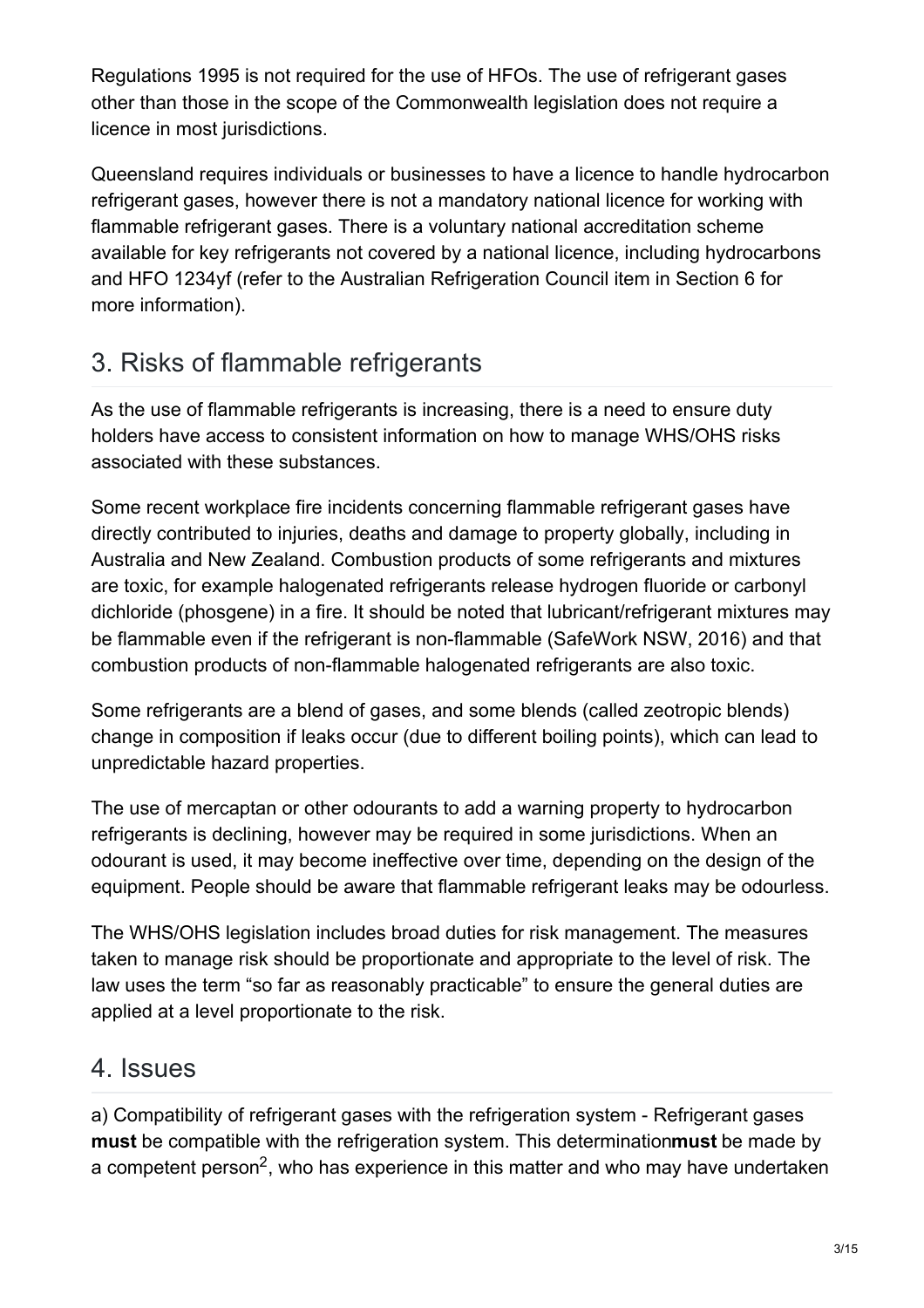Regulations 1995 is not required for the use of HFOs. The use of refrigerant gases other than those in the scope of the Commonwealth legislation does not require a licence in most jurisdictions.

Queensland requires individuals or businesses to have a licence to handle hydrocarbon refrigerant gases, however there is not a mandatory national licence for working with flammable refrigerant gases. There is a voluntary national accreditation scheme available for key refrigerants not covered by a national licence, including hydrocarbons and HFO 1234yf (refer to the Australian Refrigeration Council item in Section 6 for more information).

## 3. Risks of flammable refrigerants

As the use of flammable refrigerants is increasing, there is a need to ensure duty holders have access to consistent information on how to manage WHS/OHS risks associated with these substances.

Some recent workplace fire incidents concerning flammable refrigerant gases have directly contributed to injuries, deaths and damage to property globally, including in Australia and New Zealand. Combustion products of some refrigerants and mixtures are toxic, for example halogenated refrigerants release hydrogen fluoride or carbonyl dichloride (phosgene) in a fire. It should be noted that lubricant/refrigerant mixtures may be flammable even if the refrigerant is non-flammable (SafeWork NSW, 2016) and that combustion products of non-flammable halogenated refrigerants are also toxic.

Some refrigerants are a blend of gases, and some blends (called zeotropic blends) change in composition if leaks occur (due to different boiling points), which can lead to unpredictable hazard properties.

The use of mercaptan or other odourants to add a warning property to hydrocarbon refrigerants is declining, however may be required in some jurisdictions. When an odourant is used, it may become ineffective over time, depending on the design of the equipment. People should be aware that flammable refrigerant leaks may be odourless.

The WHS/OHS legislation includes broad duties for risk management. The measures taken to manage risk should be proportionate and appropriate to the level of risk. The law uses the term "so far as reasonably practicable" to ensure the general duties are applied at a level proportionate to the risk.

## 4. Issues

a) Compatibility of refrigerant gases with the refrigeration system - Refrigerant gases **must** be compatible with the refrigeration system. This determination **must** be made by a competent person[2], who has experience in this matter and who may have undertaken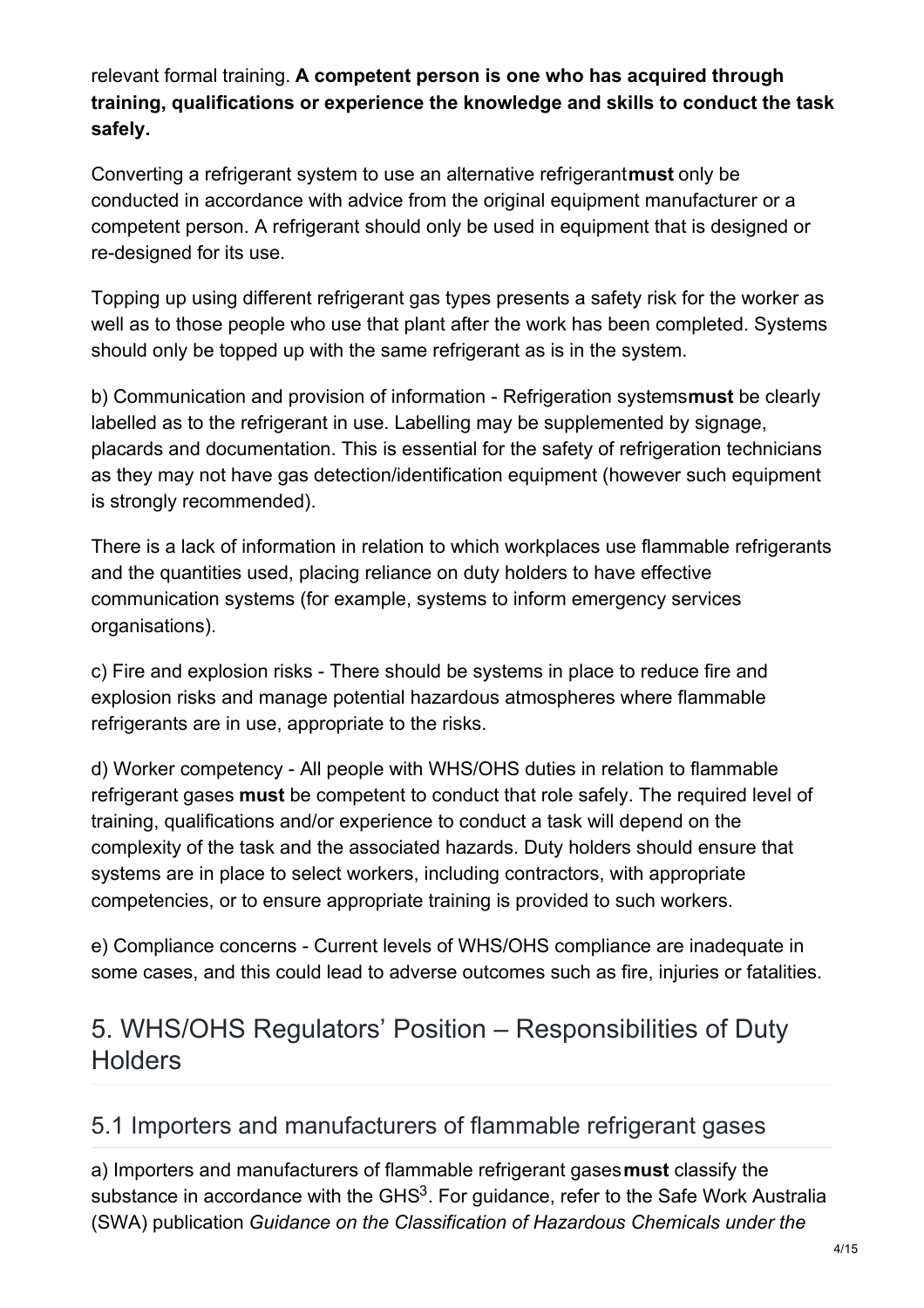relevant formal training. **A competent person is one who has acquired through training, qualifications or experience the knowledge and skills to conduct the task safely.**

Converting a refrigerant system to use an alternative refrigerant **must** only be conducted in accordance with advice from the original equipment manufacturer or a competent person. A refrigerant should only be used in equipment that is designed or re-designed for its use.

Topping up using different refrigerant gas types presents a safety risk for the worker as well as to those people who use that plant after the work has been completed. Systems should only be topped up with the same refrigerant as is in the system.

b) Communication and provision of information - Refrigeration systems **must** be clearly labelled as to the refrigerant in use. Labelling may be supplemented by signage, placards and documentation. This is essential for the safety of refrigeration technicians as they may not have gas detection/identification equipment (however such equipment is strongly recommended).

There is a lack of information in relation to which workplaces use flammable refrigerants and the quantities used, placing reliance on duty holders to have effective communication systems (for example, systems to inform emergency services organisations).

c) Fire and explosion risks - There should be systems in place to reduce fire and explosion risks and manage potential hazardous atmospheres where flammable refrigerants are in use, appropriate to the risks.

d) Worker competency - All people with WHS/OHS duties in relation to flammable refrigerant gases **must** be competent to conduct that role safely. The required level of training, qualifications and/or experience to conduct a task will depend on the complexity of the task and the associated hazards. Duty holders should ensure that systems are in place to select workers, including contractors, with appropriate competencies, or to ensure appropriate training is provided to such workers.

e) Compliance concerns - Current levels of WHS/OHS compliance are inadequate in some cases, and this could lead to adverse outcomes such as fire, injuries or fatalities.

## 5. WHS/OHS Regulators' Position – Responsibilities of Duty Holders

### 5.1 Importers and manufacturers of flammable refrigerant gases

a) Importers and manufacturers of flammable refrigerant gases **must** classify the substance in accordance with the GHS[3]. For guidance, refer to the Safe Work Australia (SWA) publication *Guidance on the Classification of Hazardous Chemicals under the*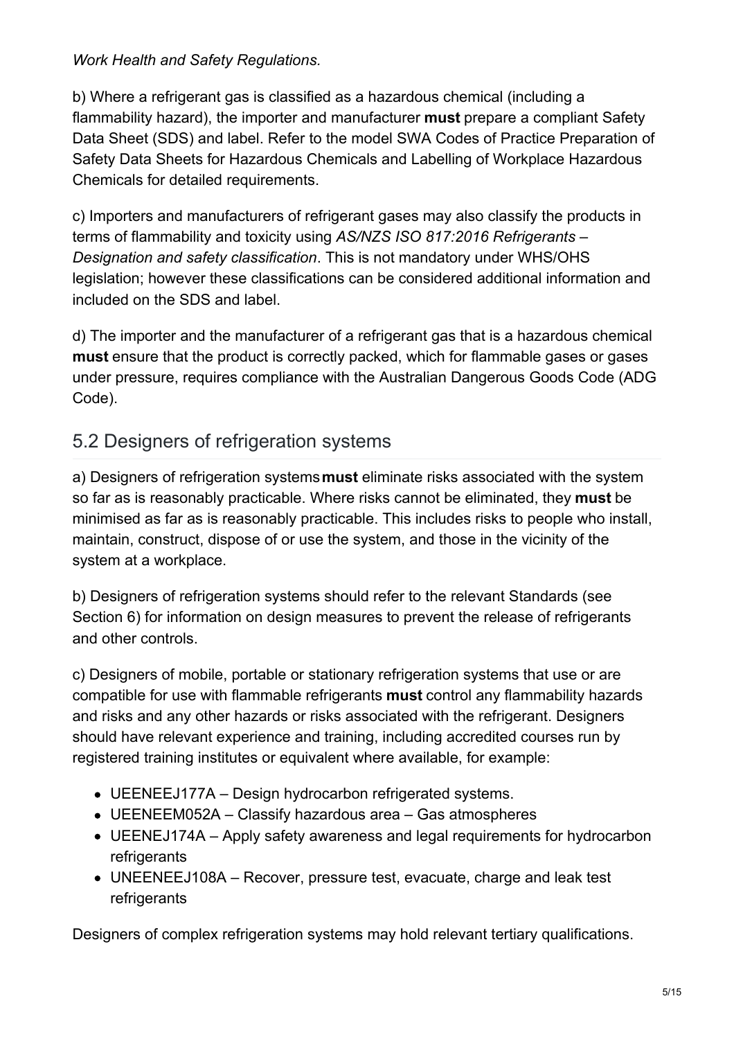*Work Health and Safety Regulations.*

b) Where a refrigerant gas is classified as a hazardous chemical (including a flammability hazard), the importer and manufacturer **must** prepare a compliant Safety Data Sheet (SDS) and label. Refer to the model SWA Codes of Practice Preparation of Safety Data Sheets for Hazardous Chemicals and Labelling of Workplace Hazardous Chemicals for detailed requirements.

c) Importers and manufacturers of refrigerant gases may also classify the products in terms of flammability and toxicity using *AS/NZS ISO 817:2016 Refrigerants – Designation and safety classification*. This is not mandatory under WHS/OHS legislation; however these classifications can be considered additional information and included on the SDS and label.

d) The importer and the manufacturer of a refrigerant gas that is a hazardous chemical **must** ensure that the product is correctly packed, which for flammable gases or gases under pressure, requires compliance with the Australian Dangerous Goods Code (ADG Code).

## 5.2 Designers of refrigeration systems

a) Designers of refrigeration systems **must** eliminate risks associated with the system so far as is reasonably practicable. Where risks cannot be eliminated, they **must** be minimised as far as is reasonably practicable. This includes risks to people who install, maintain, construct, dispose of or use the system, and those in the vicinity of the system at a workplace.

b) Designers of refrigeration systems should refer to the relevant Standards (see Section 6) for information on design measures to prevent the release of refrigerants and other controls.

c) Designers of mobile, portable or stationary refrigeration systems that use or are compatible for use with flammable refrigerants **must** control any flammability hazards and risks and any other hazards or risks associated with the refrigerant. Designers should have relevant experience and training, including accredited courses run by registered training institutes or equivalent where available, for example:

- UEENEEJ177A – Design hydrocarbon refrigerated systems.
- UEENEEM052A – Classify hazardous area – Gas atmospheres
- UEENEJ174A – Apply safety awareness and legal requirements for hydrocarbon refrigerants
- UNEENEEJ108A – Recover, pressure test, evacuate, charge and leak test refrigerants

Designers of complex refrigeration systems may hold relevant tertiary qualifications.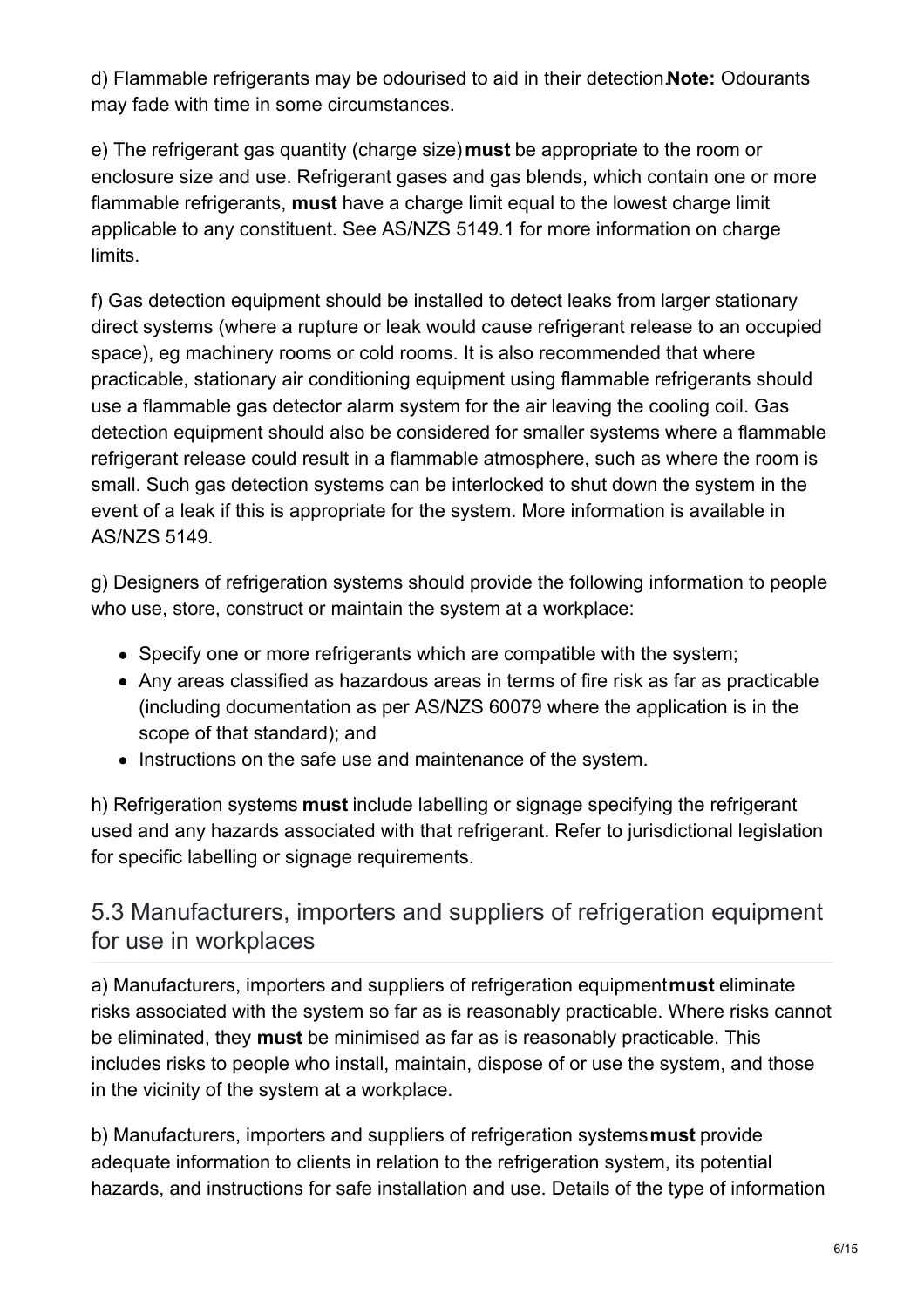d) Flammable refrigerants may be odourised to aid in their detection. **Note:** Odourants may fade with time in some circumstances.

e) The refrigerant gas quantity (charge size) **must** be appropriate to the room or enclosure size and use. Refrigerant gases and gas blends, which contain one or more flammable refrigerants, **must** have a charge limit equal to the lowest charge limit applicable to any constituent. See AS/NZS 5149.1 for more information on charge limits.

f) Gas detection equipment should be installed to detect leaks from larger stationary direct systems (where a rupture or leak would cause refrigerant release to an occupied space), eg machinery rooms or cold rooms. It is also recommended that where practicable, stationary air conditioning equipment using flammable refrigerants should use a flammable gas detector alarm system for the air leaving the cooling coil. Gas detection equipment should also be considered for smaller systems where a flammable refrigerant release could result in a flammable atmosphere, such as where the room is small. Such gas detection systems can be interlocked to shut down the system in the event of a leak if this is appropriate for the system. More information is available in AS/NZS 5149.

g) Designers of refrigeration systems should provide the following information to people who use, store, construct or maintain the system at a workplace:

- Specify one or more refrigerants which are compatible with the system;
- Any areas classified as hazardous areas in terms of fire risk as far as practicable (including documentation as per AS/NZS 60079 where the application is in the scope of that standard); and
- Instructions on the safe use and maintenance of the system.

h) Refrigeration systems **must** include labelling or signage specifying the refrigerant used and any hazards associated with that refrigerant. Refer to jurisdictional legislation for specific labelling or signage requirements.

## 5.3 Manufacturers, importers and suppliers of refrigeration equipment for use in workplaces

a) Manufacturers, importers and suppliers of refrigeration equipment **must** eliminate risks associated with the system so far as is reasonably practicable. Where risks cannot be eliminated, they **must** be minimised as far as is reasonably practicable. This includes risks to people who install, maintain, dispose of or use the system, and those in the vicinity of the system at a workplace.

b) Manufacturers, importers and suppliers of refrigeration systems **must** provide adequate information to clients in relation to the refrigeration system, its potential hazards, and instructions for safe installation and use. Details of the type of information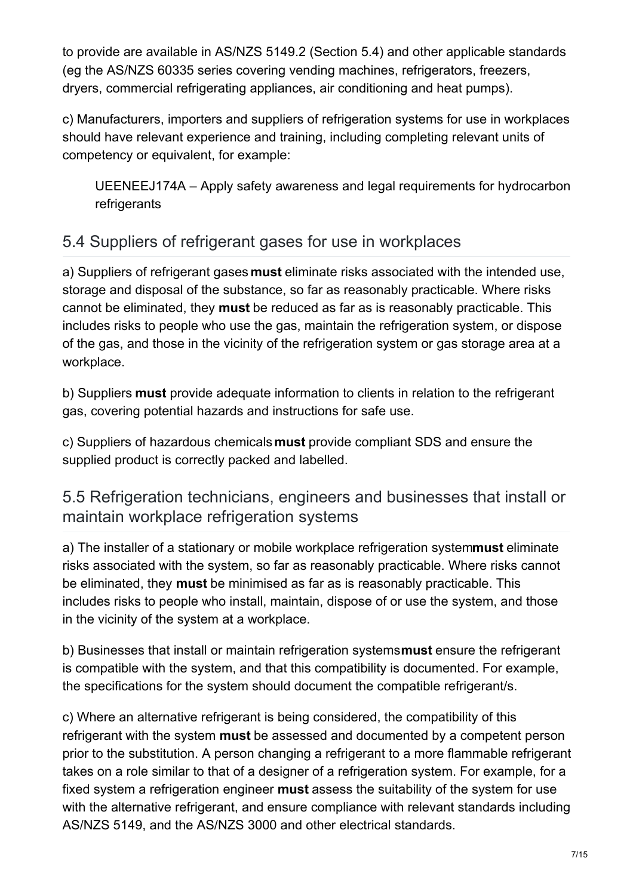to provide are available in AS/NZS 5149.2 (Section 5.4) and other applicable standards (eg the AS/NZS 60335 series covering vending machines, refrigerators, freezers, dryers, commercial refrigerating appliances, air conditioning and heat pumps).

c) Manufacturers, importers and suppliers of refrigeration systems for use in workplaces should have relevant experience and training, including completing relevant units of competency or equivalent, for example:

> UEENEEJ174A – Apply safety awareness and legal requirements for hydrocarbon refrigerants

## 5.4 Suppliers of refrigerant gases for use in workplaces

a) Suppliers of refrigerant gases **must** eliminate risks associated with the intended use, storage and disposal of the substance, so far as reasonably practicable. Where risks cannot be eliminated, they **must** be reduced as far as is reasonably practicable. This includes risks to people who use the gas, maintain the refrigeration system, or dispose of the gas, and those in the vicinity of the refrigeration system or gas storage area at a workplace.

b) Suppliers **must** provide adequate information to clients in relation to the refrigerant gas, covering potential hazards and instructions for safe use.

c) Suppliers of hazardous chemicals **must** provide compliant SDS and ensure the supplied product is correctly packed and labelled.

## 5.5 Refrigeration technicians, engineers and businesses that install or maintain workplace refrigeration systems

a) The installer of a stationary or mobile workplace refrigeration system **must** eliminate risks associated with the system, so far as reasonably practicable. Where risks cannot be eliminated, they **must** be minimised as far as is reasonably practicable. This includes risks to people who install, maintain, dispose of or use the system, and those in the vicinity of the system at a workplace.

b) Businesses that install or maintain refrigeration systems **must** ensure the refrigerant is compatible with the system, and that this compatibility is documented. For example, the specifications for the system should document the compatible refrigerant/s.

c) Where an alternative refrigerant is being considered, the compatibility of this refrigerant with the system **must** be assessed and documented by a competent person prior to the substitution. A person changing a refrigerant to a more flammable refrigerant takes on a role similar to that of a designer of a refrigeration system. For example, for a fixed system a refrigeration engineer **must** assess the suitability of the system for use with the alternative refrigerant, and ensure compliance with relevant standards including AS/NZS 5149, and the AS/NZS 3000 and other electrical standards.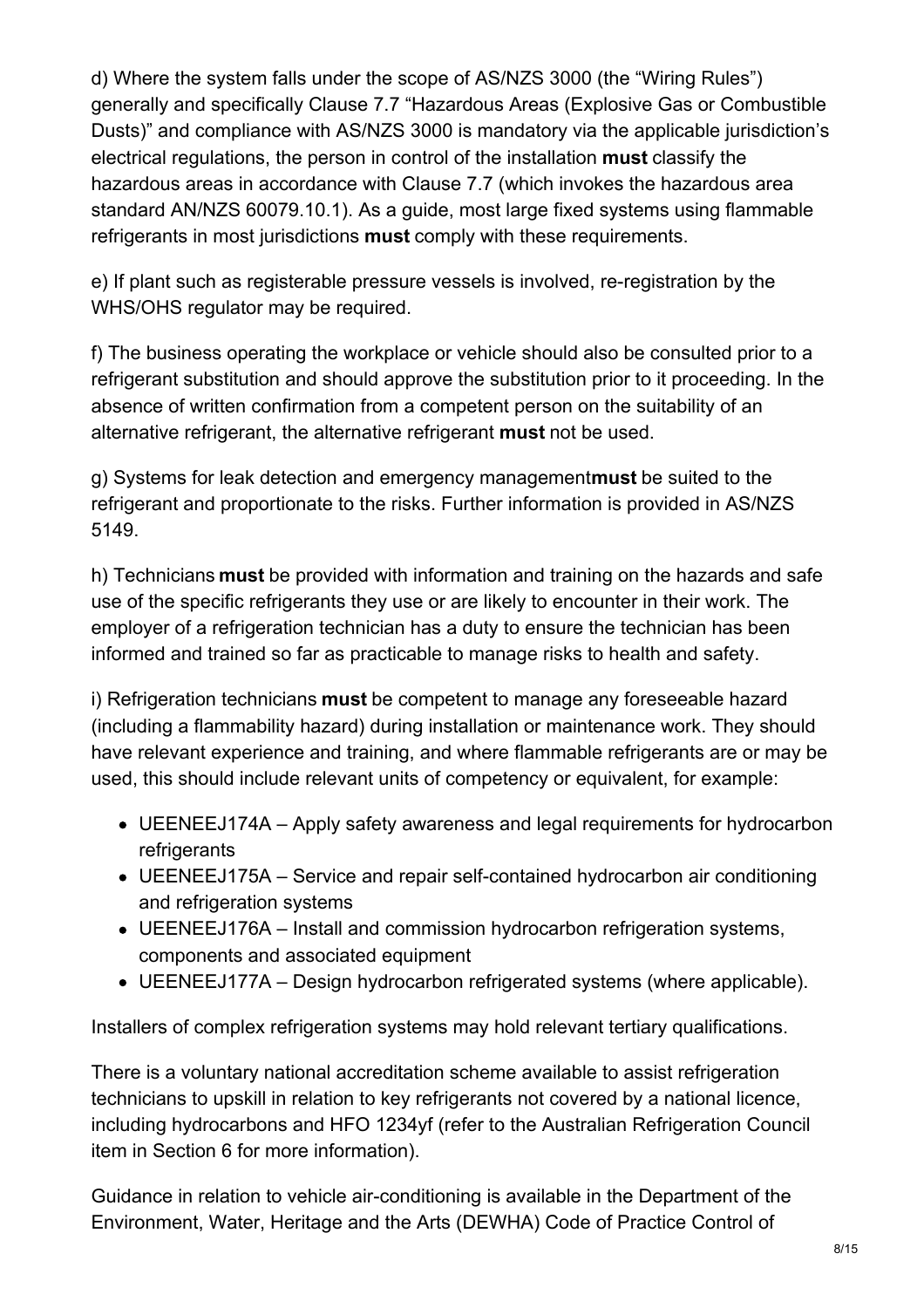d) Where the system falls under the scope of AS/NZS 3000 (the “Wiring Rules”) generally and specifically Clause 7.7 “Hazardous Areas (Explosive Gas or Combustible Dusts)” and compliance with AS/NZS 3000 is mandatory via the applicable jurisdiction’s electrical regulations, the person in control of the installation **must** classify the hazardous areas in accordance with Clause 7.7 (which invokes the hazardous area standard AN/NZS 60079.10.1). As a guide, most large fixed systems using flammable refrigerants in most jurisdictions **must** comply with these requirements.

e) If plant such as registerable pressure vessels is involved, re-registration by the WHS/OHS regulator may be required.

f) The business operating the workplace or vehicle should also be consulted prior to a refrigerant substitution and should approve the substitution prior to it proceeding. In the absence of written confirmation from a competent person on the suitability of an alternative refrigerant, the alternative refrigerant **must** not be used.

g) Systems for leak detection and emergency management**must** be suited to the refrigerant and proportionate to the risks. Further information is provided in AS/NZS 5149.

h) Technicians **must** be provided with information and training on the hazards and safe use of the specific refrigerants they use or are likely to encounter in their work. The employer of a refrigeration technician has a duty to ensure the technician has been informed and trained so far as practicable to manage risks to health and safety.

i) Refrigeration technicians **must** be competent to manage any foreseeable hazard (including a flammability hazard) during installation or maintenance work. They should have relevant experience and training, and where flammable refrigerants are or may be used, this should include relevant units of competency or equivalent, for example:

- UEENEEJ174A – Apply safety awareness and legal requirements for hydrocarbon refrigerants
- UEENEEJ175A – Service and repair self-contained hydrocarbon air conditioning and refrigeration systems
- UEENEEJ176A – Install and commission hydrocarbon refrigeration systems, components and associated equipment
- UEENEEJ177A – Design hydrocarbon refrigerated systems (where applicable).

Installers of complex refrigeration systems may hold relevant tertiary qualifications.

There is a voluntary national accreditation scheme available to assist refrigeration technicians to upskill in relation to key refrigerants not covered by a national licence, including hydrocarbons and HFO 1234yf (refer to the Australian Refrigeration Council item in Section 6 for more information).

Guidance in relation to vehicle air-conditioning is available in the Department of the Environment, Water, Heritage and the Arts (DEWHA) Code of Practice Control of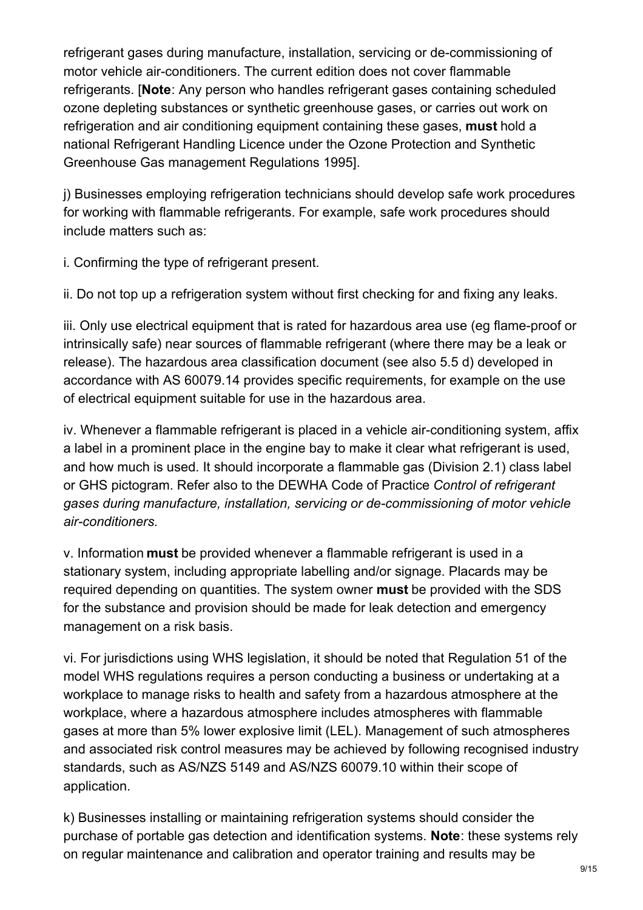refrigerant gases during manufacture, installation, servicing or de-commissioning of motor vehicle air-conditioners. The current edition does not cover flammable refrigerants. [**Note**: Any person who handles refrigerant gases containing scheduled ozone depleting substances or synthetic greenhouse gases, or carries out work on refrigeration and air conditioning equipment containing these gases, **must** hold a national Refrigerant Handling Licence under the Ozone Protection and Synthetic Greenhouse Gas management Regulations 1995].

j) Businesses employing refrigeration technicians should develop safe work procedures for working with flammable refrigerants. For example, safe work procedures should include matters such as:

i. Confirming the type of refrigerant present.

ii. Do not top up a refrigeration system without first checking for and fixing any leaks.

iii. Only use electrical equipment that is rated for hazardous area use (eg flame-proof or intrinsically safe) near sources of flammable refrigerant (where there may be a leak or release). The hazardous area classification document (see also 5.5 d) developed in accordance with AS 60079.14 provides specific requirements, for example on the use of electrical equipment suitable for use in the hazardous area.

iv. Whenever a flammable refrigerant is placed in a vehicle air-conditioning system, affix a label in a prominent place in the engine bay to make it clear what refrigerant is used, and how much is used. It should incorporate a flammable gas (Division 2.1) class label or GHS pictogram. Refer also to the DEWHA Code of Practice *Control of refrigerant gases during manufacture, installation, servicing or de-commissioning of motor vehicle air-conditioners.*

v. Information **must** be provided whenever a flammable refrigerant is used in a stationary system, including appropriate labelling and/or signage. Placards may be required depending on quantities. The system owner **must** be provided with the SDS for the substance and provision should be made for leak detection and emergency management on a risk basis.

vi. For jurisdictions using WHS legislation, it should be noted that Regulation 51 of the model WHS regulations requires a person conducting a business or undertaking at a workplace to manage risks to health and safety from a hazardous atmosphere at the workplace, where a hazardous atmosphere includes atmospheres with flammable gases at more than 5% lower explosive limit (LEL). Management of such atmospheres and associated risk control measures may be achieved by following recognised industry standards, such as AS/NZS 5149 and AS/NZS 60079.10 within their scope of application.

k) Businesses installing or maintaining refrigeration systems should consider the purchase of portable gas detection and identification systems. **Note**: these systems rely on regular maintenance and calibration and operator training and results may be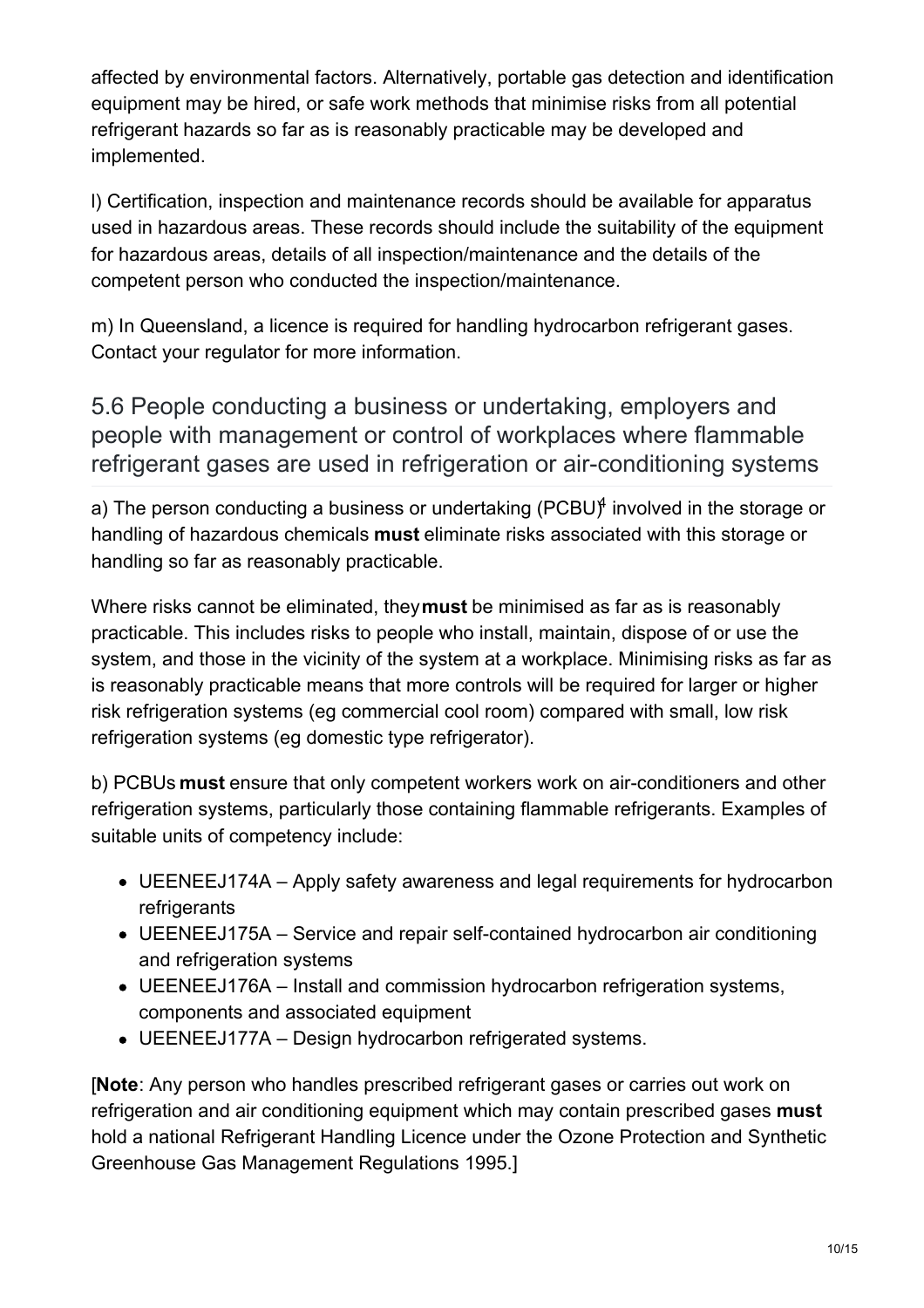affected by environmental factors. Alternatively, portable gas detection and identification equipment may be hired, or safe work methods that minimise risks from all potential refrigerant hazards so far as is reasonably practicable may be developed and implemented.

l) Certification, inspection and maintenance records should be available for apparatus used in hazardous areas. These records should include the suitability of the equipment for hazardous areas, details of all inspection/maintenance and the details of the competent person who conducted the inspection/maintenance.

m) In Queensland, a licence is required for handling hydrocarbon refrigerant gases. Contact your regulator for more information.

## 5.6 People conducting a business or undertaking, employers and people with management or control of workplaces where flammable refrigerant gases are used in refrigeration or air-conditioning systems

a) The person conducting a business or undertaking (PCBU)[4] involved in the storage or handling of hazardous chemicals **must** eliminate risks associated with this storage or handling so far as reasonably practicable.

Where risks cannot be eliminated, they **must** be minimised as far as is reasonably practicable. This includes risks to people who install, maintain, dispose of or use the system, and those in the vicinity of the system at a workplace. Minimising risks as far as is reasonably practicable means that more controls will be required for larger or higher risk refrigeration systems (eg commercial cool room) compared with small, low risk refrigeration systems (eg domestic type refrigerator).

b) PCBUs **must** ensure that only competent workers work on air-conditioners and other refrigeration systems, particularly those containing flammable refrigerants. Examples of suitable units of competency include:

- UEENEEJ174A – Apply safety awareness and legal requirements for hydrocarbon refrigerants
- UEENEEJ175A – Service and repair self-contained hydrocarbon air conditioning and refrigeration systems
- UEENEEJ176A – Install and commission hydrocarbon refrigeration systems, components and associated equipment
- UEENEEJ177A – Design hydrocarbon refrigerated systems.

[**Note**: Any person who handles prescribed refrigerant gases or carries out work on refrigeration and air conditioning equipment which may contain prescribed gases **must** hold a national Refrigerant Handling Licence under the Ozone Protection and Synthetic Greenhouse Gas Management Regulations 1995.]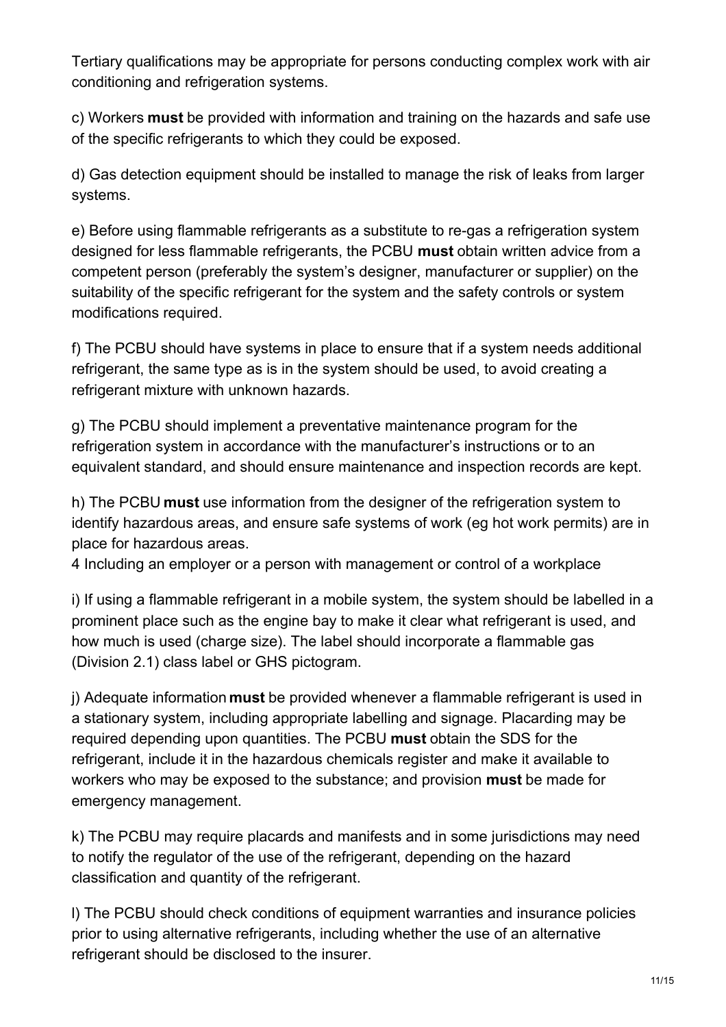Tertiary qualifications may be appropriate for persons conducting complex work with air conditioning and refrigeration systems.

c) Workers **must** be provided with information and training on the hazards and safe use of the specific refrigerants to which they could be exposed.

d) Gas detection equipment should be installed to manage the risk of leaks from larger systems.

e) Before using flammable refrigerants as a substitute to re-gas a refrigeration system designed for less flammable refrigerants, the PCBU **must** obtain written advice from a competent person (preferably the system's designer, manufacturer or supplier) on the suitability of the specific refrigerant for the system and the safety controls or system modifications required.

f) The PCBU should have systems in place to ensure that if a system needs additional refrigerant, the same type as is in the system should be used, to avoid creating a refrigerant mixture with unknown hazards.

g) The PCBU should implement a preventative maintenance program for the refrigeration system in accordance with the manufacturer's instructions or to an equivalent standard, and should ensure maintenance and inspection records are kept.

h) The PCBU **must** use information from the designer of the refrigeration system to identify hazardous areas, and ensure safe systems of work (eg hot work permits) are in place for hazardous areas.

4 Including an employer or a person with management or control of a workplace

i) If using a flammable refrigerant in a mobile system, the system should be labelled in a prominent place such as the engine bay to make it clear what refrigerant is used, and how much is used (charge size). The label should incorporate a flammable gas (Division 2.1) class label or GHS pictogram.

j) Adequate information **must** be provided whenever a flammable refrigerant is used in a stationary system, including appropriate labelling and signage. Placarding may be required depending upon quantities. The PCBU **must** obtain the SDS for the refrigerant, include it in the hazardous chemicals register and make it available to workers who may be exposed to the substance; and provision **must** be made for emergency management.

k) The PCBU may require placards and manifests and in some jurisdictions may need to notify the regulator of the use of the refrigerant, depending on the hazard classification and quantity of the refrigerant.

l) The PCBU should check conditions of equipment warranties and insurance policies prior to using alternative refrigerants, including whether the use of an alternative refrigerant should be disclosed to the insurer.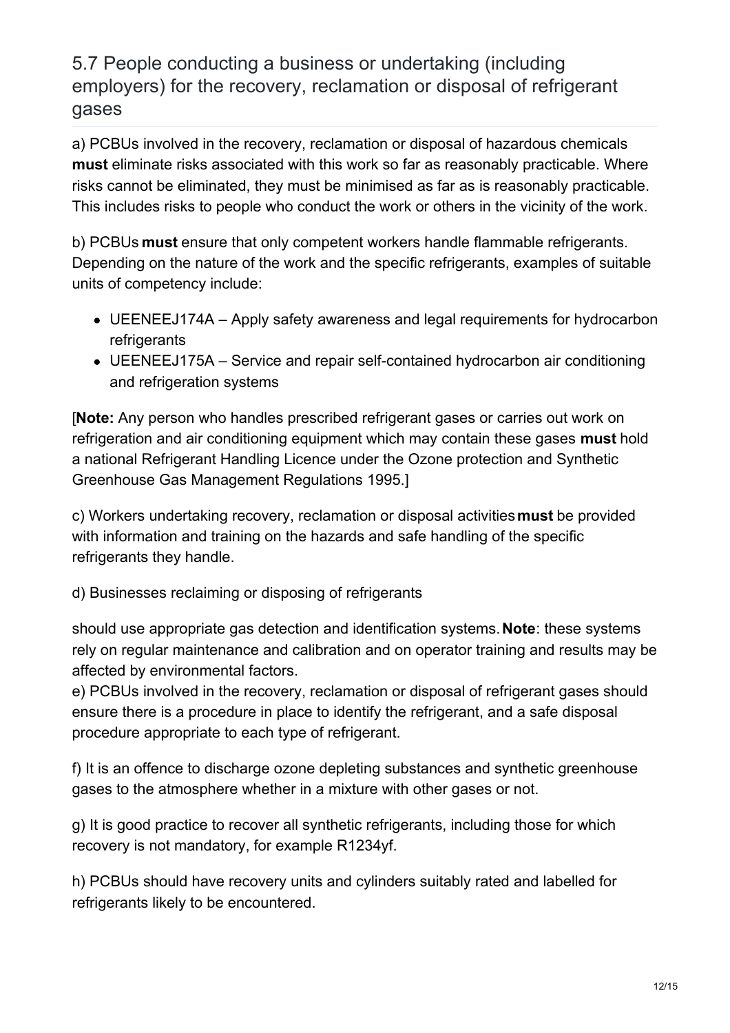## 5.7 People conducting a business or undertaking (including employers) for the recovery, reclamation or disposal of refrigerant gases

a) PCBUs involved in the recovery, reclamation or disposal of hazardous chemicals **must** eliminate risks associated with this work so far as reasonably practicable. Where risks cannot be eliminated, they must be minimised as far as is reasonably practicable. This includes risks to people who conduct the work or others in the vicinity of the work.

b) PCBUs **must** ensure that only competent workers handle flammable refrigerants. Depending on the nature of the work and the specific refrigerants, examples of suitable units of competency include:

- UEENEEJ174A – Apply safety awareness and legal requirements for hydrocarbon refrigerants
- UEENEEJ175A – Service and repair self-contained hydrocarbon air conditioning and refrigeration systems

[**Note:** Any person who handles prescribed refrigerant gases or carries out work on refrigeration and air conditioning equipment which may contain these gases **must** hold a national Refrigerant Handling Licence under the Ozone protection and Synthetic Greenhouse Gas Management Regulations 1995.]

c) Workers undertaking recovery, reclamation or disposal activities **must** be provided with information and training on the hazards and safe handling of the specific refrigerants they handle.

d) Businesses reclaiming or disposing of refrigerants

should use appropriate gas detection and identification systems. **Note**: these systems rely on regular maintenance and calibration and on operator training and results may be affected by environmental factors.

e) PCBUs involved in the recovery, reclamation or disposal of refrigerant gases should ensure there is a procedure in place to identify the refrigerant, and a safe disposal procedure appropriate to each type of refrigerant.

f) It is an offence to discharge ozone depleting substances and synthetic greenhouse gases to the atmosphere whether in a mixture with other gases or not.

g) It is good practice to recover all synthetic refrigerants, including those for which recovery is not mandatory, for example R1234yf.

h) PCBUs should have recovery units and cylinders suitably rated and labelled for refrigerants likely to be encountered.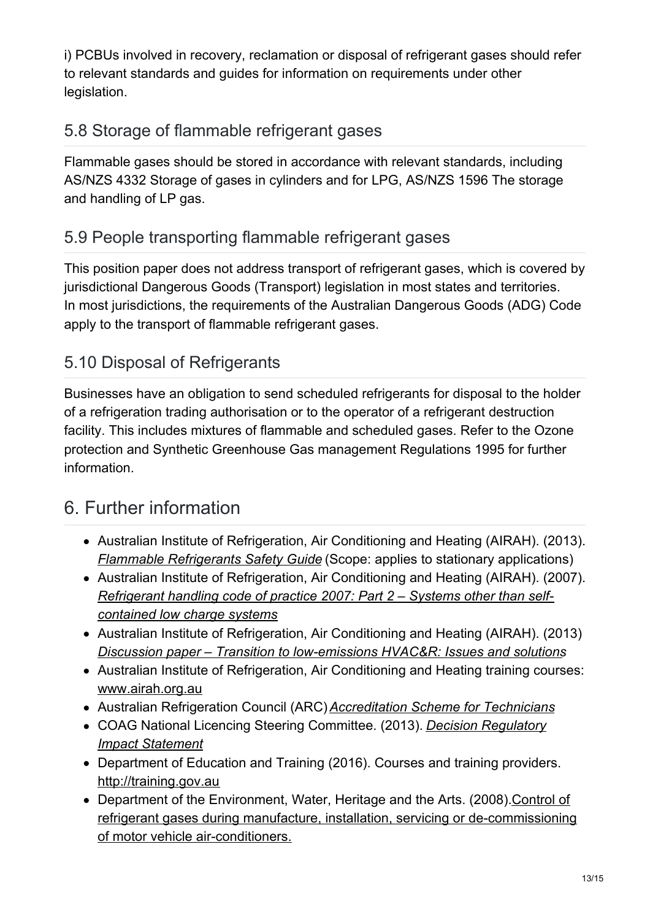i) PCBUs involved in recovery, reclamation or disposal of refrigerant gases should refer to relevant standards and guides for information on requirements under other legislation.

## 5.8 Storage of flammable refrigerant gases

Flammable gases should be stored in accordance with relevant standards, including AS/NZS 4332 Storage of gases in cylinders and for LPG, AS/NZS 1596 The storage and handling of LP gas.

## 5.9 People transporting flammable refrigerant gases

This position paper does not address transport of refrigerant gases, which is covered by jurisdictional Dangerous Goods (Transport) legislation in most states and territories. In most jurisdictions, the requirements of the Australian Dangerous Goods (ADG) Code apply to the transport of flammable refrigerant gases.

## 5.10 Disposal of Refrigerants

Businesses have an obligation to send scheduled refrigerants for disposal to the holder of a refrigeration trading authorisation or to the operator of a refrigerant destruction facility. This includes mixtures of flammable and scheduled gases. Refer to the Ozone protection and Synthetic Greenhouse Gas management Regulations 1995 for further information.

# 6. Further information

- Australian Institute of Refrigeration, Air Conditioning and Heating (AIRAH). (2013). *Flammable Refrigerants Safety Guide* (Scope: applies to stationary applications)
- Australian Institute of Refrigeration, Air Conditioning and Heating (AIRAH). (2007). *Refrigerant handling code of practice 2007: Part 2 – Systems other than self-contained low charge systems*
- Australian Institute of Refrigeration, Air Conditioning and Heating (AIRAH). (2013) *Discussion paper – Transition to low-emissions HVAC&R: Issues and solutions*
- Australian Institute of Refrigeration, Air Conditioning and Heating training courses: www.airah.org.au
- Australian Refrigeration Council (ARC) *Accreditation Scheme for Technicians*
- COAG National Licencing Steering Committee. (2013). *Decision Regulatory Impact Statement*
- Department of Education and Training (2016). Courses and training providers. http://training.gov.au
- Department of the Environment, Water, Heritage and the Arts. (2008). Control of refrigerant gases during manufacture, installation, servicing or de-commissioning of motor vehicle air-conditioners.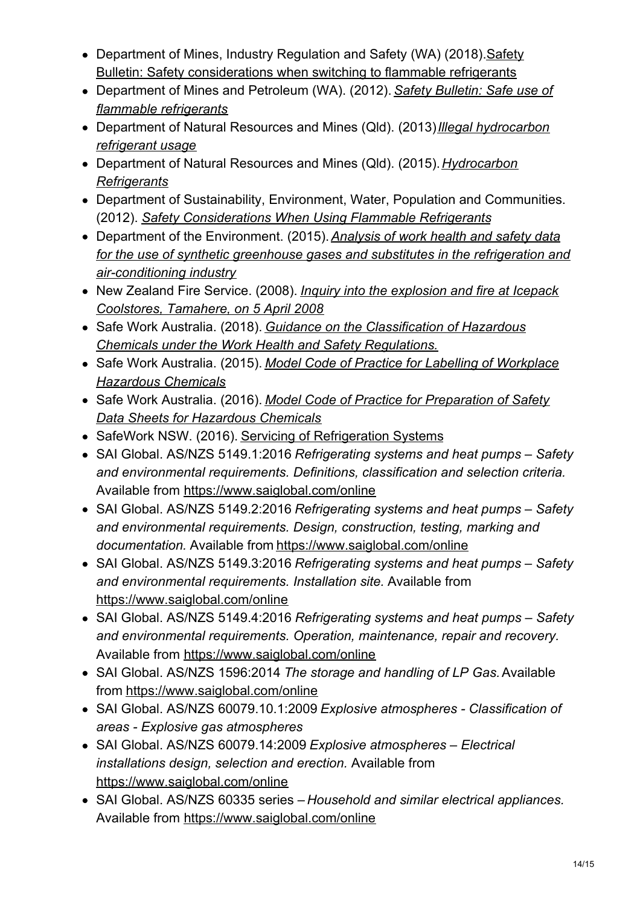- Department of Mines, Industry Regulation and Safety (WA) (2018). Safety Bulletin: Safety considerations when switching to flammable refrigerants
- Department of Mines and Petroleum (WA). (2012). *Safety Bulletin: Safe use of flammable refrigerants*
- Department of Natural Resources and Mines (Qld). (2013) *Illegal hydrocarbon refrigerant usage*
- Department of Natural Resources and Mines (Qld). (2015). *Hydrocarbon Refrigerants*
- Department of Sustainability, Environment, Water, Population and Communities. (2012). *Safety Considerations When Using Flammable Refrigerants*
- Department of the Environment. (2015). *Analysis of work health and safety data for the use of synthetic greenhouse gases and substitutes in the refrigeration and air-conditioning industry*
- New Zealand Fire Service. (2008). *Inquiry into the explosion and fire at Icepack Coolstores, Tamahere, on 5 April 2008*
- Safe Work Australia. (2018). *Guidance on the Classification of Hazardous Chemicals under the Work Health and Safety Regulations.*
- Safe Work Australia. (2015). *Model Code of Practice for Labelling of Workplace Hazardous Chemicals*
- Safe Work Australia. (2016). *Model Code of Practice for Preparation of Safety Data Sheets for Hazardous Chemicals*
- SafeWork NSW. (2016). Servicing of Refrigeration Systems
- SAI Global. AS/NZS 5149.1:2016 *Refrigerating systems and heat pumps – Safety and environmental requirements. Definitions, classification and selection criteria.* Available from https://www.saiglobal.com/online
- SAI Global. AS/NZS 5149.2:2016 *Refrigerating systems and heat pumps – Safety and environmental requirements. Design, construction, testing, marking and documentation.* Available from https://www.saiglobal.com/online
- SAI Global. AS/NZS 5149.3:2016 *Refrigerating systems and heat pumps – Safety and environmental requirements. Installation site.* Available from https://www.saiglobal.com/online
- SAI Global. AS/NZS 5149.4:2016 *Refrigerating systems and heat pumps – Safety and environmental requirements. Operation, maintenance, repair and recovery.* Available from https://www.saiglobal.com/online
- SAI Global. AS/NZS 1596:2014 *The storage and handling of LP Gas.* Available from https://www.saiglobal.com/online
- SAI Global. AS/NZS 60079.10.1:2009 *Explosive atmospheres - Classification of areas - Explosive gas atmospheres*
- SAI Global. AS/NZS 60079.14:2009 *Explosive atmospheres – Electrical installations design, selection and erection.* Available from https://www.saiglobal.com/online
- SAI Global. AS/NZS 60335 series – *Household and similar electrical appliances.* Available from https://www.saiglobal.com/online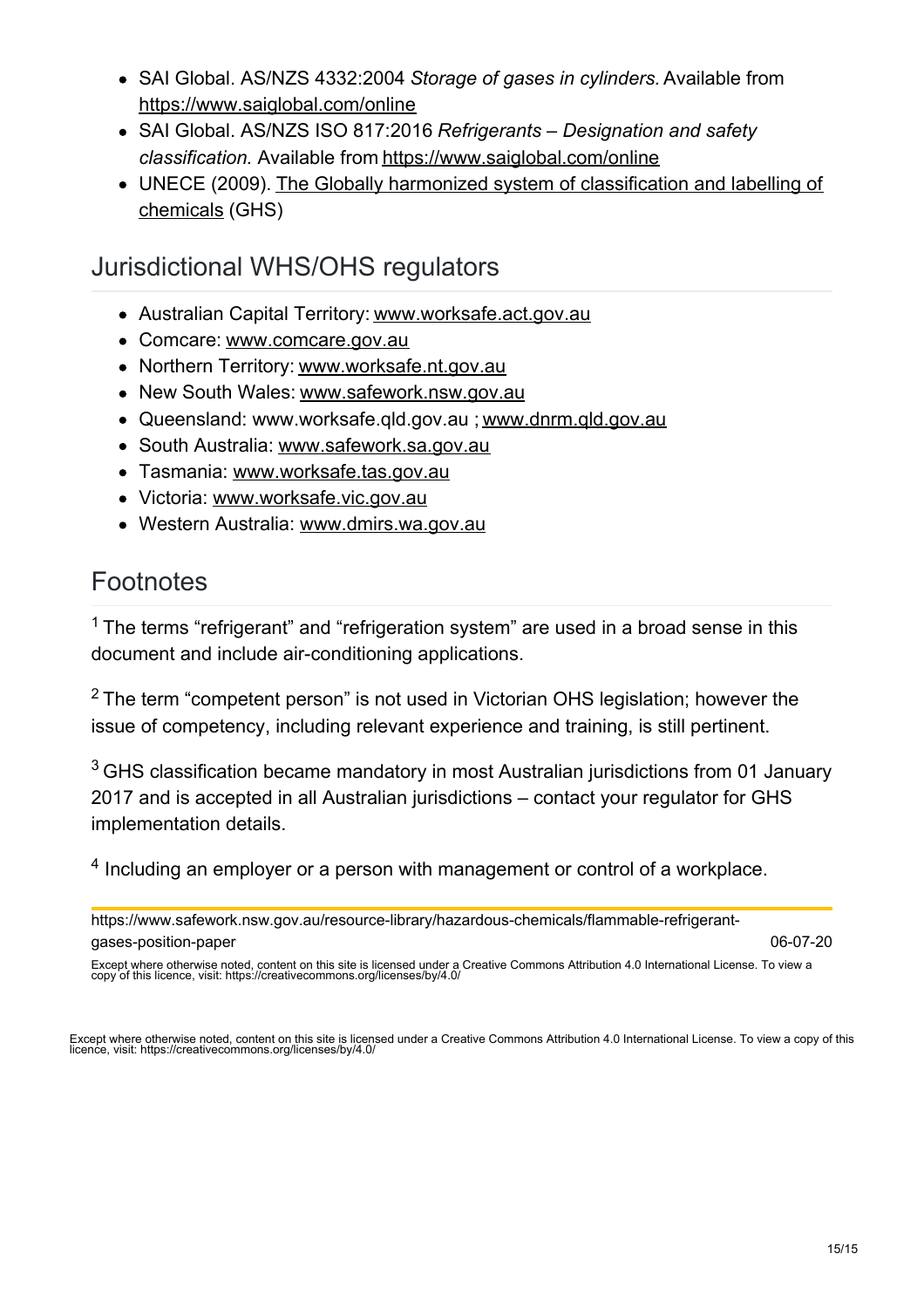- SAI Global. AS/NZS 4332:2004 *Storage of gases in cylinders.* Available from https://www.saiglobal.com/online
- SAI Global. AS/NZS ISO 817:2016 *Refrigerants – Designation and safety classification.* Available from https://www.saiglobal.com/online
- UNECE (2009). The Globally harmonized system of classification and labelling of chemicals (GHS)

## Jurisdictional WHS/OHS regulators

- Australian Capital Territory: www.worksafe.act.gov.au
- Comcare: www.comcare.gov.au
- Northern Territory: www.worksafe.nt.gov.au
- New South Wales: www.safework.nsw.gov.au
- Queensland: www.worksafe.qld.gov.au ; www.dnrm.qld.gov.au
- South Australia: www.safework.sa.gov.au
- Tasmania: www.worksafe.tas.gov.au
- Victoria: www.worksafe.vic.gov.au
- Western Australia: www.dmirs.wa.gov.au

## Footnotes

[1] The terms "refrigerant" and "refrigeration system" are used in a broad sense in this document and include air-conditioning applications.

[2] The term "competent person" is not used in Victorian OHS legislation; however the issue of competency, including relevant experience and training, is still pertinent.

[3] GHS classification became mandatory in most Australian jurisdictions from 01 January 2017 and is accepted in all Australian jurisdictions – contact your regulator for GHS implementation details.

[4] Including an employer or a person with management or control of a workplace.

https://www.safework.nsw.gov.au/resource-library/hazardous-chemicals/flammable-refrigerant-gases-position-paper 06-07-20

Except where otherwise noted, content on this site is licensed under a Creative Commons Attribution 4.0 International License. To view a copy of this licence, visit: https://creativecommons.org/licenses/by/4.0/